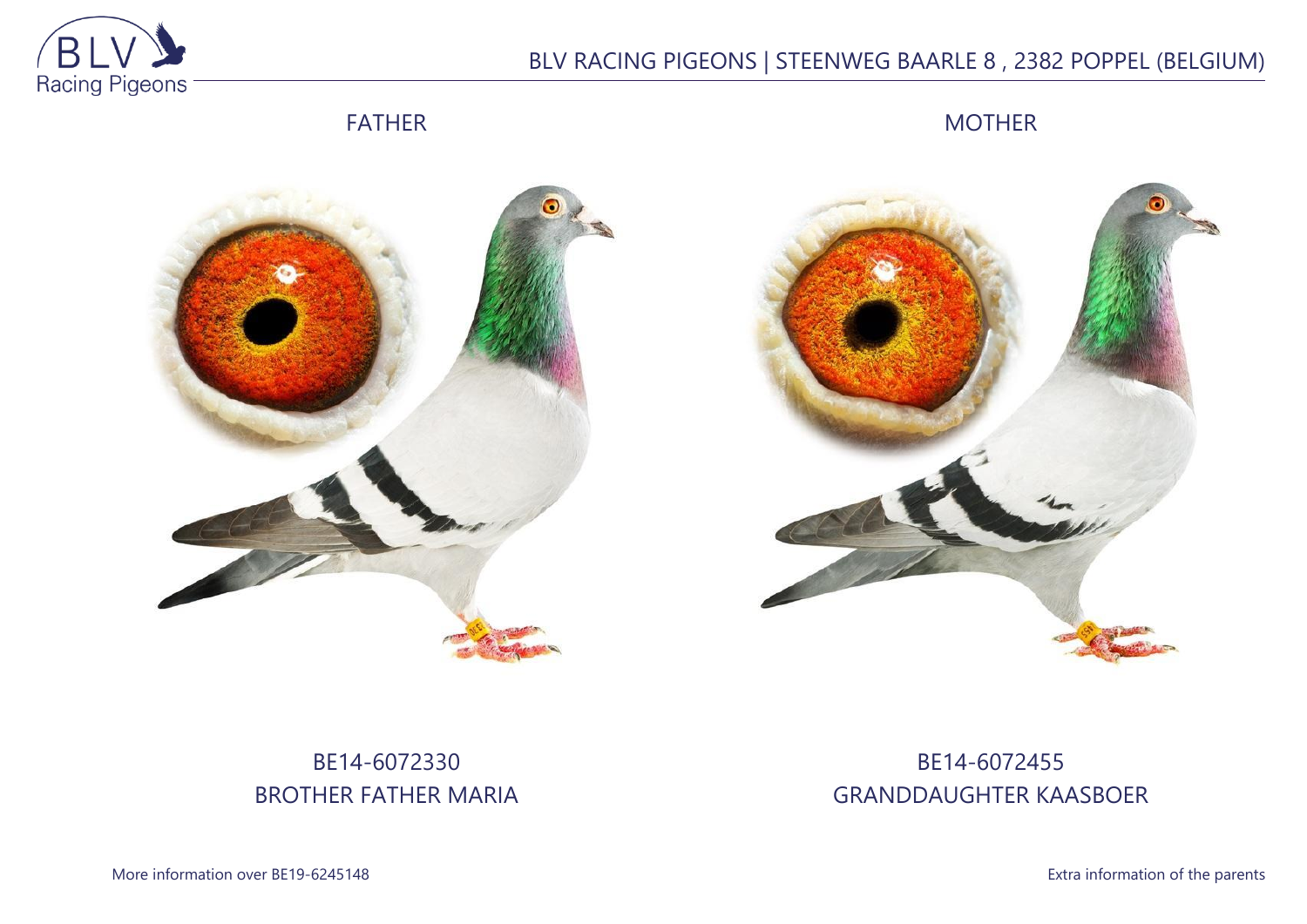BLV RACING PIGEONS | STEENWEG BAARLE 8 , 2382 POPPEL (BELGIUM)

FATHER

MOTHER

BE14-6072330
BROTHER FATHER MARIA

BE14-6072455
GRANDDAUGHTER KAASBOER

More information over BE19-6245148

Extra information of the parents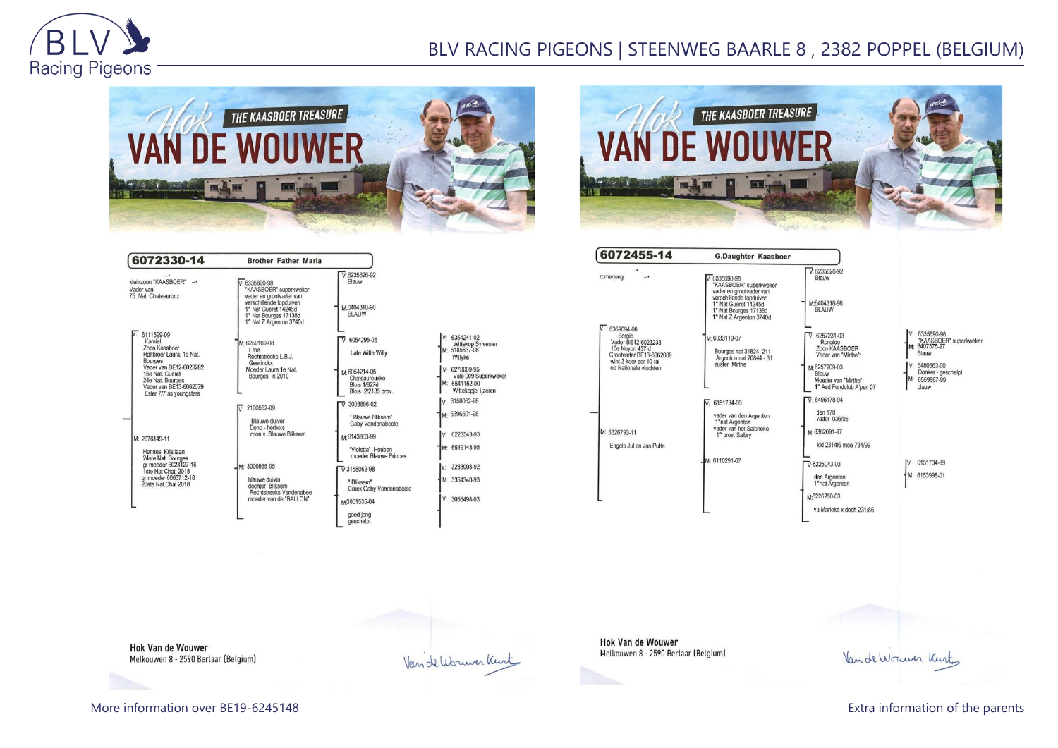## Hok VAN DE WOUWER — THE KAASBOER TREASURE

### 6072330-14 — Brother Father Maria

kleinzoon "KAASBOER"
Vader van:
75. Nat. Chateauroux

**V: 6111599-09**
Kamiel
Zoon Kaasboer
Halfbroer Laura, 1e Nat. Bourges
Vader van BE12-6023282
15e Nat. Guéret
24e Nat. Bourges
Vader van BE13-6062079
Ester 7/7 as youngsters

- **V: 6335690-98**
  "KAASBOER" superkweker
  vader en grootvader van verschillende topduiven
  1° Nat Gueret 14245d
  1° Nat Bourges 17138d
  1° Nat Z Argenton 3740d
  - V: 6235626-92 Blauw
  - M: 6404318-96 BLAUW
- **M: 6259169-08**
  Ema
  Rechtstreeks L.B.J. Geerinckx
  Moeder Laura 1e Nat. Bourges in 2010
  - V: 6054295-05 Late Witte Willy
    - V: 6354241-02 Wittekop Sylvester
    - M: 6185637-98 Wilyke
  - M: 6054214-05 Chateaurouxke Blois 1/627d Blois 2/2135 prov.
    - V: 6278009-95 Vale 009 Superkweker
    - M: 6541182-00 Wittekopje ijzeren

**M: 2078149-11**
Hennes Kristiaan
24ste Nat. Bourges
gr moeder 6023127-16 1ste Nat Chat. 2018
gr moeder 6063712-18 20ste Nat Chat 2018

- **V: 2100552-09**
  Blauwe duiver
  Dono - herbots
  zoon v. Blauwe Bliksem
  - V: 3003886-02 " Blauwe Bliksem" Gaby Vandenabeele
    - V: 3158062-98
    - M: 6396501-98
  - M: 6143863-99 "Violetta" Houben moeder Blauwe Princes
    - V: 6228543-93
    - M: 6649143-95
- **M: 3006565-05**
  blauwe duivin
  dochter Bliksem
  Rechtstreeks Vandenabee
  moeder van de "BALLON"
  - V: 3158062-98 " Bliksem" Crack Gaby Vandenabeele
    - V: 3233008-92
    - M: 3354340-93
  - M: 3001535-04 goed jong geschelpt
    - V: 3056498-03

Hok Van de Wouwer
Melkouwen 8 - 2590 Berlaar (Belgium)

Van de Wouwer Kurt

More information over BE19-6245148

---

## Hok VAN DE WOUWER — THE KAASBOER TREASURE

### 6072455-14 — G.Daughter Kaasboer

zomerjong

**V: 6369094-08**
Sergio
Vader BE12-6023233
10e Noyon 437 d
Grootvader BE13-6062089
wint 3 keer per 10-tal op Nationale vluchten

- **V: 6335690-98**
  "KAASBOER" superkweker
  vader en grootvader van verschillende topduiven
  1° Nat Gueret 14245d
  1° Nat Bourges 17138d
  1° Nat Z Argenton 3740d
  - V: 6235626-92 Blauw
  - M: 6404318-96 BLAUW
- **M: 6033110-07**
  Bourges nat 31824- 211
  Argenton nat 20844 - 31
  zuster Mirthe
  - V: 6257231-03 Ronaldo Zoon KAASBOER Vader van "Mirthe":
    - V: 6335690-98 "KAASBOER" superkweker
    - M: 6407575-97 Blauw
  - M: 6257209-03 Blauw Moeder van "Mirthe": 1° Asd Fondclub A'pen 07
    - V: 6480563-00 Donker - geschelpt
    - M: 6559567-99 blauw

**M: 6326793-11**
Engels Jul en Jos Putte

- **V: 6151734-99**
  vader van den Argenton 1°nat Argenton
  vader van het Salbrieke 1° prov. Salbry
  - V: 6495178-94 den 178 vader 036/95
  - M: 6362091-97 kld 231/86 moe 734/99
- **M: 6110291-07**
  - V: 6226043-03 den Argenton 1° nat Argenton
    - V: 6151734-99
    - M: 6153998-01
  - M: 6226250-03 va Marieke x doch 231/86

Hok Van de Wouwer
Melkouwen 8 - 2590 Berlaar (Belgium)

Van de Wouwer Kurt

Extra information of the parents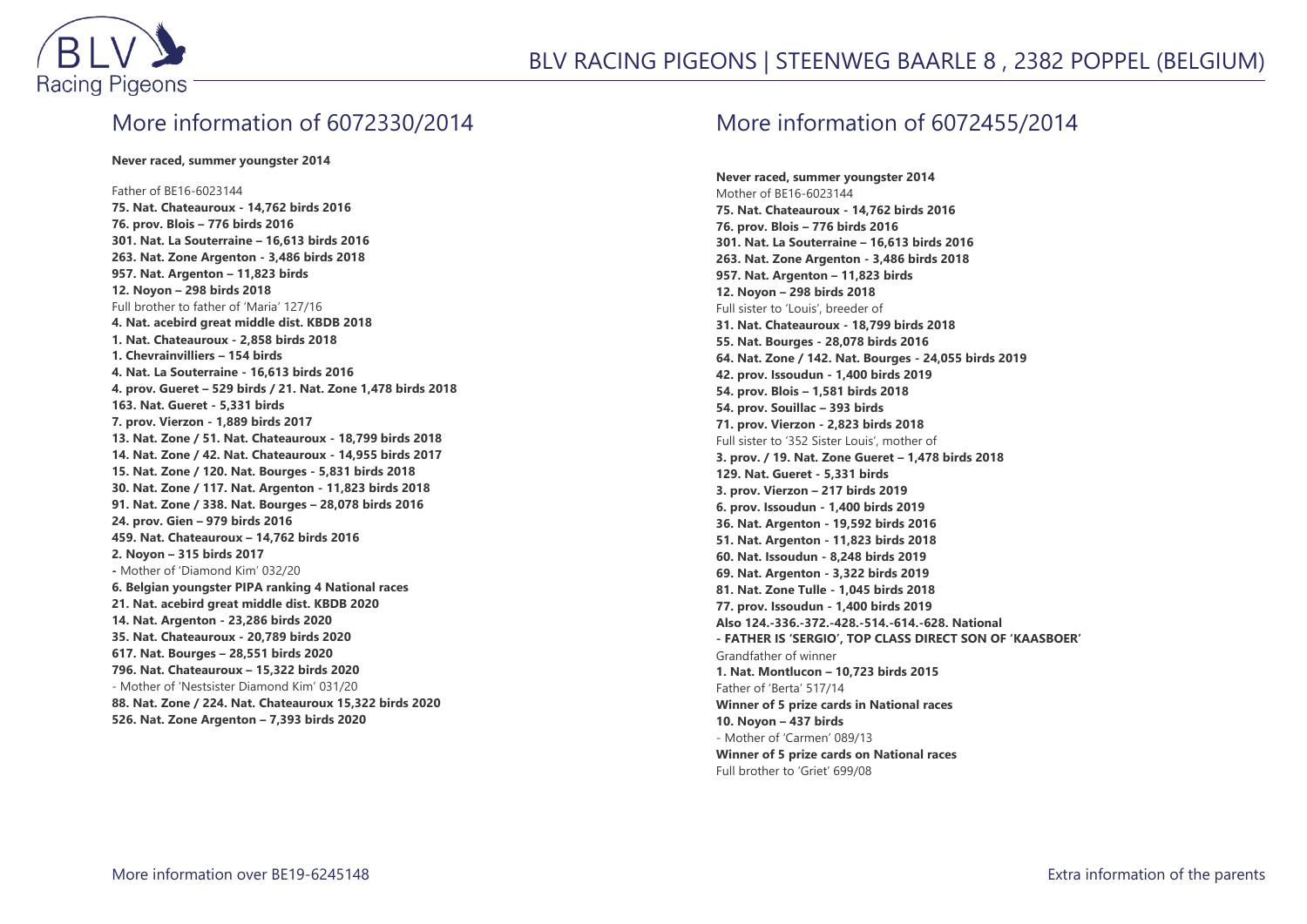## More information of 6072330/2014

**Never raced, summer youngster 2014**

Father of BE16-6023144
**75. Nat. Chateauroux - 14,762 birds 2016**
**76. prov. Blois – 776 birds 2016**
**301. Nat. La Souterraine – 16,613 birds 2016**
**263. Nat. Zone Argenton - 3,486 birds 2018**
**957. Nat. Argenton – 11,823 birds**
**12. Noyon – 298 birds 2018**
Full brother to father of 'Maria' 127/16
**4. Nat. acebird great middle dist. KBDB 2018**
**1. Nat. Chateauroux - 2,858 birds 2018**
**1. Chevrainvilliers – 154 birds**
**4. Nat. La Souterraine - 16,613 birds 2016**
**4. prov. Gueret – 529 birds / 21. Nat. Zone 1,478 birds 2018**
**163. Nat. Gueret - 5,331 birds**
**7. prov. Vierzon - 1,889 birds 2017**
**13. Nat. Zone / 51. Nat. Chateauroux - 18,799 birds 2018**
**14. Nat. Zone / 42. Nat. Chateauroux - 14,955 birds 2017**
**15. Nat. Zone / 120. Nat. Bourges - 5,831 birds 2018**
**30. Nat. Zone / 117. Nat. Argenton - 11,823 birds 2018**
**91. Nat. Zone / 338. Nat. Bourges – 28,078 birds 2016**
**24. prov. Gien – 979 birds 2016**
**459. Nat. Chateauroux – 14,762 birds 2016**
**2. Noyon – 315 birds 2017**
**-** Mother of 'Diamond Kim' 032/20
**6. Belgian youngster PIPA ranking 4 National races**
**21. Nat. acebird great middle dist. KBDB 2020**
**14. Nat. Argenton - 23,286 birds 2020**
**35. Nat. Chateauroux - 20,789 birds 2020**
**617. Nat. Bourges – 28,551 birds 2020**
**796. Nat. Chateauroux – 15,322 birds 2020**
- Mother of 'Nestsister Diamond Kim' 031/20
**88. Nat. Zone / 224. Nat. Chateauroux 15,322 birds 2020**
**526. Nat. Zone Argenton – 7,393 birds 2020**

## More information of 6072455/2014

**Never raced, summer youngster 2014**
Mother of BE16-6023144
**75. Nat. Chateauroux - 14,762 birds 2016**
**76. prov. Blois – 776 birds 2016**
**301. Nat. La Souterraine – 16,613 birds 2016**
**263. Nat. Zone Argenton - 3,486 birds 2018**
**957. Nat. Argenton – 11,823 birds**
**12. Noyon – 298 birds 2018**
Full sister to 'Louis', breeder of
**31. Nat. Chateauroux - 18,799 birds 2018**
**55. Nat. Bourges - 28,078 birds 2016**
**64. Nat. Zone / 142. Nat. Bourges - 24,055 birds 2019**
**42. prov. Issoudun - 1,400 birds 2019**
**54. prov. Blois – 1,581 birds 2018**
**54. prov. Souillac – 393 birds**
**71. prov. Vierzon - 2,823 birds 2018**
Full sister to '352 Sister Louis', mother of
**3. prov. / 19. Nat. Zone Gueret – 1,478 birds 2018**
**129. Nat. Gueret - 5,331 birds**
**3. prov. Vierzon – 217 birds 2019**
**6. prov. Issoudun - 1,400 birds 2019**
**36. Nat. Argenton - 19,592 birds 2016**
**51. Nat. Argenton - 11,823 birds 2018**
**60. Nat. Issoudun - 8,248 birds 2019**
**69. Nat. Argenton - 3,322 birds 2019**
**81. Nat. Zone Tulle - 1,045 birds 2018**
**77. prov. Issoudun - 1,400 birds 2019**
**Also 124.-336.-372.-428.-514.-614.-628. National**
**- FATHER IS 'SERGIO', TOP CLASS DIRECT SON OF 'KAASBOER'**
Grandfather of winner
**1. Nat. Montlucon – 10,723 birds 2015**
Father of 'Berta' 517/14
**Winner of 5 prize cards in National races**
**10. Noyon – 437 birds**
- Mother of 'Carmen' 089/13
**Winner of 5 prize cards on National races**
Full brother to 'Griet' 699/08

More information over BE19-6245148

Extra information of the parents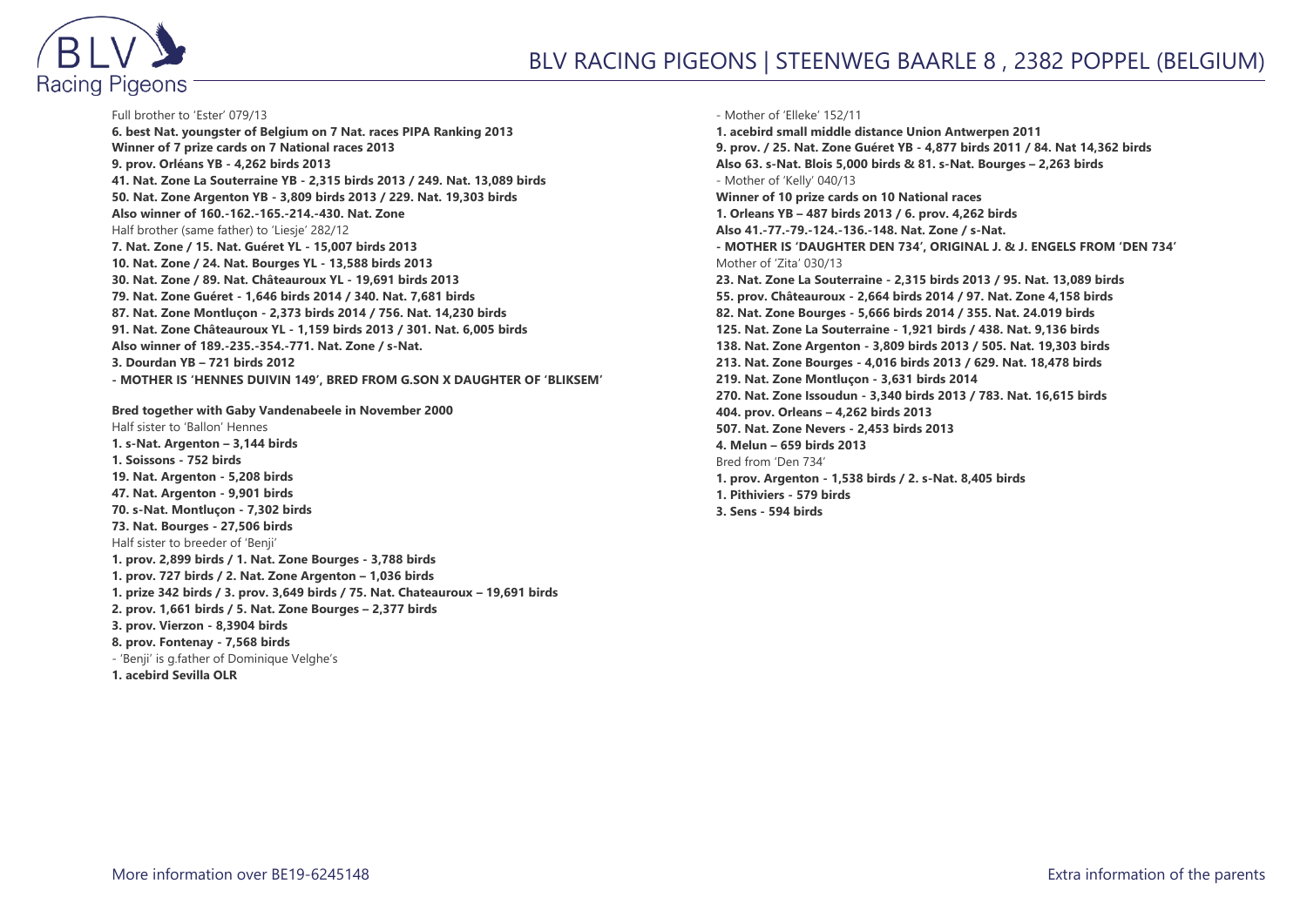Full brother to 'Ester' 079/13

**6. best Nat. youngster of Belgium on 7 Nat. races PIPA Ranking 2013**
**Winner of 7 prize cards on 7 National races 2013**
**9. prov. Orléans YB - 4,262 birds 2013**
**41. Nat. Zone La Souterraine YB - 2,315 birds 2013 / 249. Nat. 13,089 birds**
**50. Nat. Zone Argenton YB - 3,809 birds 2013 / 229. Nat. 19,303 birds**
**Also winner of 160.-162.-165.-214.-430. Nat. Zone**

Half brother (same father) to 'Liesje' 282/12

**7. Nat. Zone / 15. Nat. Guéret YL - 15,007 birds 2013**
**10. Nat. Zone / 24. Nat. Bourges YL - 13,588 birds 2013**
**30. Nat. Zone / 89. Nat. Châteauroux YL - 19,691 birds 2013**
**79. Nat. Zone Guéret - 1,646 birds 2014 / 340. Nat. 7,681 birds**
**87. Nat. Zone Montluçon - 2,373 birds 2014 / 756. Nat. 14,230 birds**
**91. Nat. Zone Châteauroux YL - 1,159 birds 2013 / 301. Nat. 6,005 birds**
**Also winner of 189.-235.-354.-771. Nat. Zone / s-Nat.**
**3. Dourdan YB – 721 birds 2012**
**- MOTHER IS 'HENNES DUIVIN 149', BRED FROM G.SON X DAUGHTER OF 'BLIKSEM'**

**Bred together with Gaby Vandenabeele in November 2000**

Half sister to 'Ballon' Hennes

**1. s-Nat. Argenton – 3,144 birds**
**1. Soissons - 752 birds**
**19. Nat. Argenton - 5,208 birds**
**47. Nat. Argenton - 9,901 birds**
**70. s-Nat. Montluçon - 7,302 birds**
**73. Nat. Bourges - 27,506 birds**

Half sister to breeder of 'Benji'

**1. prov. 2,899 birds / 1. Nat. Zone Bourges - 3,788 birds**
**1. prov. 727 birds / 2. Nat. Zone Argenton – 1,036 birds**
**1. prize 342 birds / 3. prov. 3,649 birds / 75. Nat. Chateauroux – 19,691 birds**
**2. prov. 1,661 birds / 5. Nat. Zone Bourges – 2,377 birds**
**3. prov. Vierzon - 8,3904 birds**
**8. prov. Fontenay - 7,568 birds**

- 'Benji' is g.father of Dominique Velghe's

**1. acebird Sevilla OLR**

- Mother of 'Elleke' 152/11

**1. acebird small middle distance Union Antwerpen 2011**
**9. prov. / 25. Nat. Zone Guéret YB - 4,877 birds 2011 / 84. Nat 14,362 birds**
**Also 63. s-Nat. Blois 5,000 birds & 81. s-Nat. Bourges – 2,263 birds**

- Mother of 'Kelly' 040/13

**Winner of 10 prize cards on 10 National races**
**1. Orleans YB – 487 birds 2013 / 6. prov. 4,262 birds**
**Also 41.-77.-79.-124.-136.-148. Nat. Zone / s-Nat.**
**- MOTHER IS 'DAUGHTER DEN 734', ORIGINAL J. & J. ENGELS FROM 'DEN 734'**

Mother of 'Zita' 030/13

**23. Nat. Zone La Souterraine - 2,315 birds 2013 / 95. Nat. 13,089 birds**
**55. prov. Châteauroux - 2,664 birds 2014 / 97. Nat. Zone 4,158 birds**
**82. Nat. Zone Bourges - 5,666 birds 2014 / 355. Nat. 24.019 birds**
**125. Nat. Zone La Souterraine - 1,921 birds / 438. Nat. 9,136 birds**
**138. Nat. Zone Argenton - 3,809 birds 2013 / 505. Nat. 19,303 birds**
**213. Nat. Zone Bourges - 4,016 birds 2013 / 629. Nat. 18,478 birds**
**219. Nat. Zone Montluçon - 3,631 birds 2014**
**270. Nat. Zone Issoudun - 3,340 birds 2013 / 783. Nat. 16,615 birds**
**404. prov. Orleans – 4,262 birds 2013**
**507. Nat. Zone Nevers - 2,453 birds 2013**
**4. Melun – 659 birds 2013**

Bred from 'Den 734'

**1. prov. Argenton - 1,538 birds / 2. s-Nat. 8,405 birds**
**1. Pithiviers - 579 birds**
**3. Sens - 594 birds**

More information over BE19-6245148

Extra information of the parents